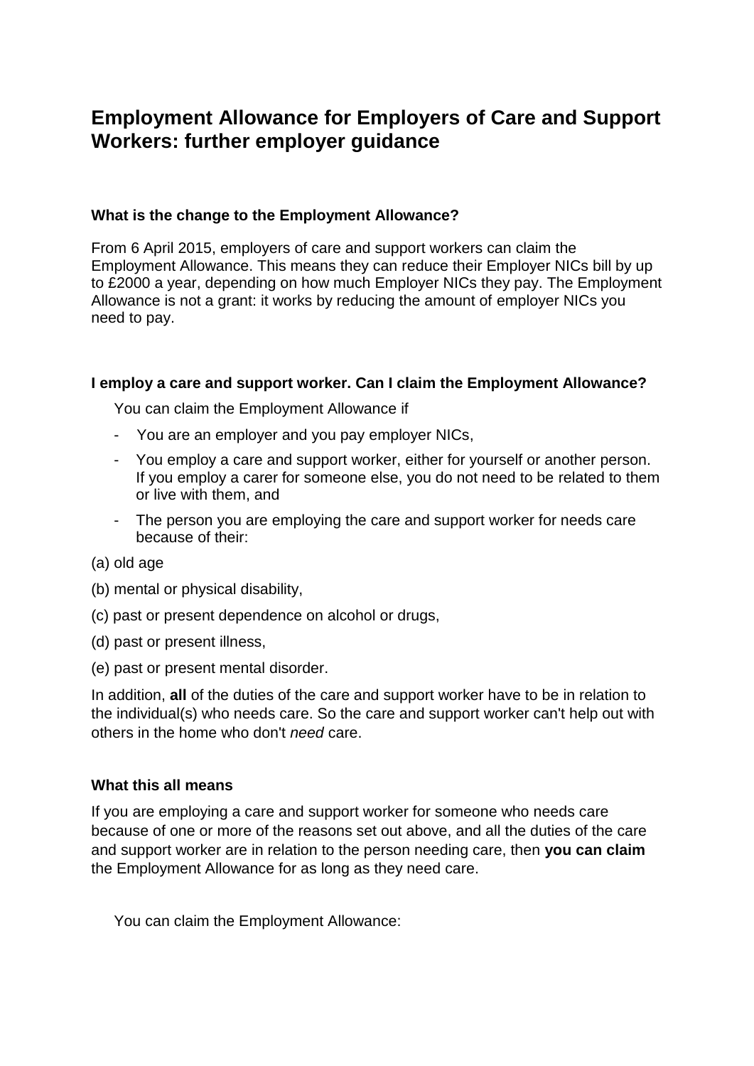# Employment Allowance for Employers of Care and Support Workers: further employer guidance

### What is the change to the Employment Allowance?

From 6 April 2015, employers of care and support workers can claim the Employment Allowance. This means they can reduce their Employer NICs bill by up to £2000 a year, depending on how much Employer NICs they pay. The Employment Allowance is not a grant: it works by reducing the amount of employer NICs you need to pay.

### I employ a care and support worker. Can I claim the Employment Allowance?

You can claim the Employment Allowance if

- You are an employer and you pay employer NICs,
- You employ a care and support worker, either for yourself or another person. If you employ a carer for someone else, you do not need to be related to them or live with them, and
- The person you are employing the care and support worker for needs care because of their:

(a) old age

(b) mental or physical disability,

(c) past or present dependence on alcohol or drugs,

(d) past or present illness,

(e) past or present mental disorder.

In addition, **all** of the duties of the care and support worker have to be in relation to the individual(s) who needs care. So the care and support worker can't help out with others in the home who don't *need* care.

### What this all means

If you are employing a care and support worker for someone who needs care because of one or more of the reasons set out above, and all the duties of the care and support worker are in relation to the person needing care, then **you can claim** the Employment Allowance for as long as they need care.

You can claim the Employment Allowance: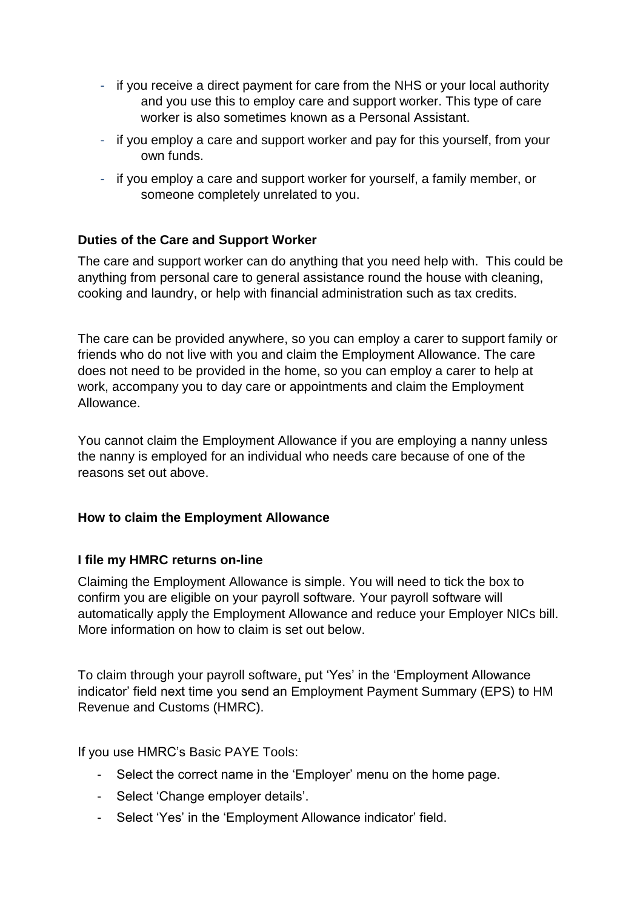- if you receive a direct payment for care from the NHS or your local authority and you use this to employ care and support worker. This type of care worker is also sometimes known as a Personal Assistant.
- if you employ a care and support worker and pay for this yourself, from your own funds.
- if you employ a care and support worker for yourself, a family member, or someone completely unrelated to you.

**Duties of the Care and Support Worker**

The care and support worker can do anything that you need help with. This could be anything from personal care to general assistance round the house with cleaning, cooking and laundry, or help with financial administration such as tax credits.

The care can be provided anywhere, so you can employ a carer to support family or friends who do not live with you and claim the Employment Allowance. The care does not need to be provided in the home, so you can employ a carer to help at work, accompany you to day care or appointments and claim the Employment Allowance.

You cannot claim the Employment Allowance if you are employing a nanny unless the nanny is employed for an individual who needs care because of one of the reasons set out above.

**How to claim the Employment Allowance**

**I file my HMRC returns on-line**

Claiming the Employment Allowance is simple. You will need to tick the box to confirm you are eligible on your payroll software. Your payroll software will automatically apply the Employment Allowance and reduce your Employer NICs bill. More information on how to claim is set out below.

To claim through your payroll software, put 'Yes' in the 'Employment Allowance indicator' field next time you send an Employment Payment Summary (EPS) to HM Revenue and Customs (HMRC).

If you use HMRC's Basic PAYE Tools:

- Select the correct name in the 'Employer' menu on the home page.
- Select 'Change employer details'.
- Select 'Yes' in the 'Employment Allowance indicator' field.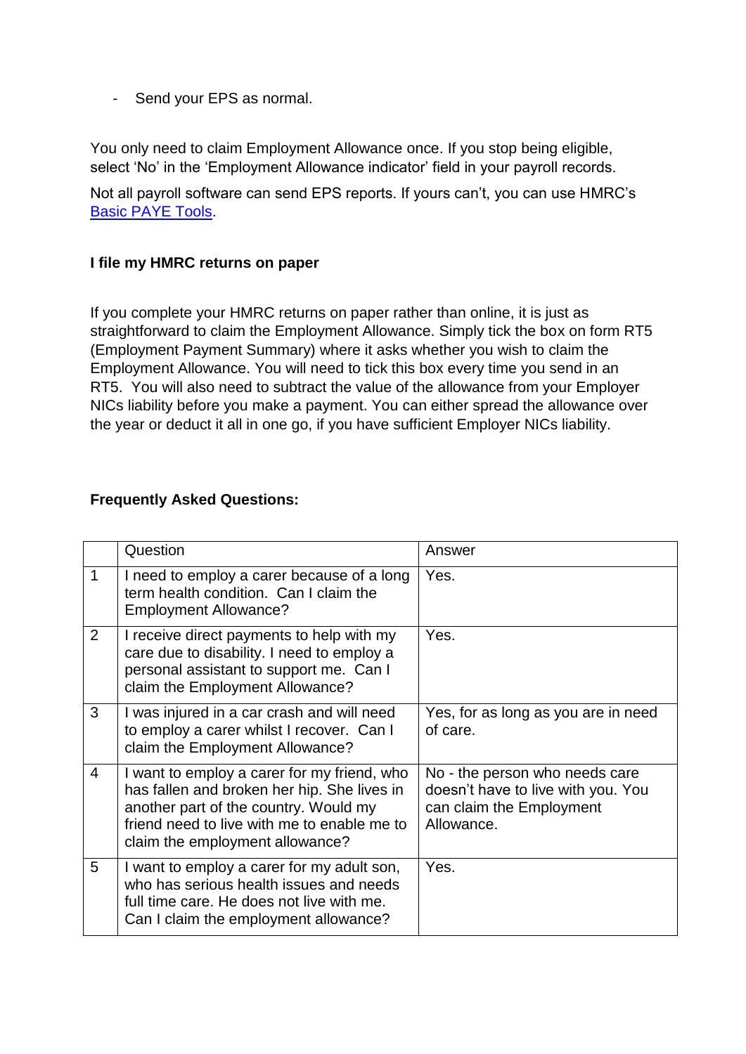- Send your EPS as normal.

You only need to claim Employment Allowance once. If you stop being eligible, select 'No' in the 'Employment Allowance indicator' field in your payroll records.

Not all payroll software can send EPS reports. If yours can't, you can use HMRC's [Basic PAYE Tools](Basic PAYE Tools).

**I file my HMRC returns on paper**

If you complete your HMRC returns on paper rather than online, it is just as straightforward to claim the Employment Allowance. Simply tick the box on form RT5 (Employment Payment Summary) where it asks whether you wish to claim the Employment Allowance. You will need to tick this box every time you send in an RT5. You will also need to subtract the value of the allowance from your Employer NICs liability before you make a payment. You can either spread the allowance over the year or deduct it all in one go, if you have sufficient Employer NICs liability.

**Frequently Asked Questions:**

| | Question | Answer |
|---|---|---|
| 1 | I need to employ a carer because of a long term health condition. Can I claim the Employment Allowance? | Yes. |
| 2 | I receive direct payments to help with my care due to disability. I need to employ a personal assistant to support me. Can I claim the Employment Allowance? | Yes. |
| 3 | I was injured in a car crash and will need to employ a carer whilst I recover. Can I claim the Employment Allowance? | Yes, for as long as you are in need of care. |
| 4 | I want to employ a carer for my friend, who has fallen and broken her hip. She lives in another part of the country. Would my friend need to live with me to enable me to claim the employment allowance? | No - the person who needs care doesn't have to live with you. You can claim the Employment Allowance. |
| 5 | I want to employ a carer for my adult son, who has serious health issues and needs full time care. He does not live with me. Can I claim the employment allowance? | Yes. |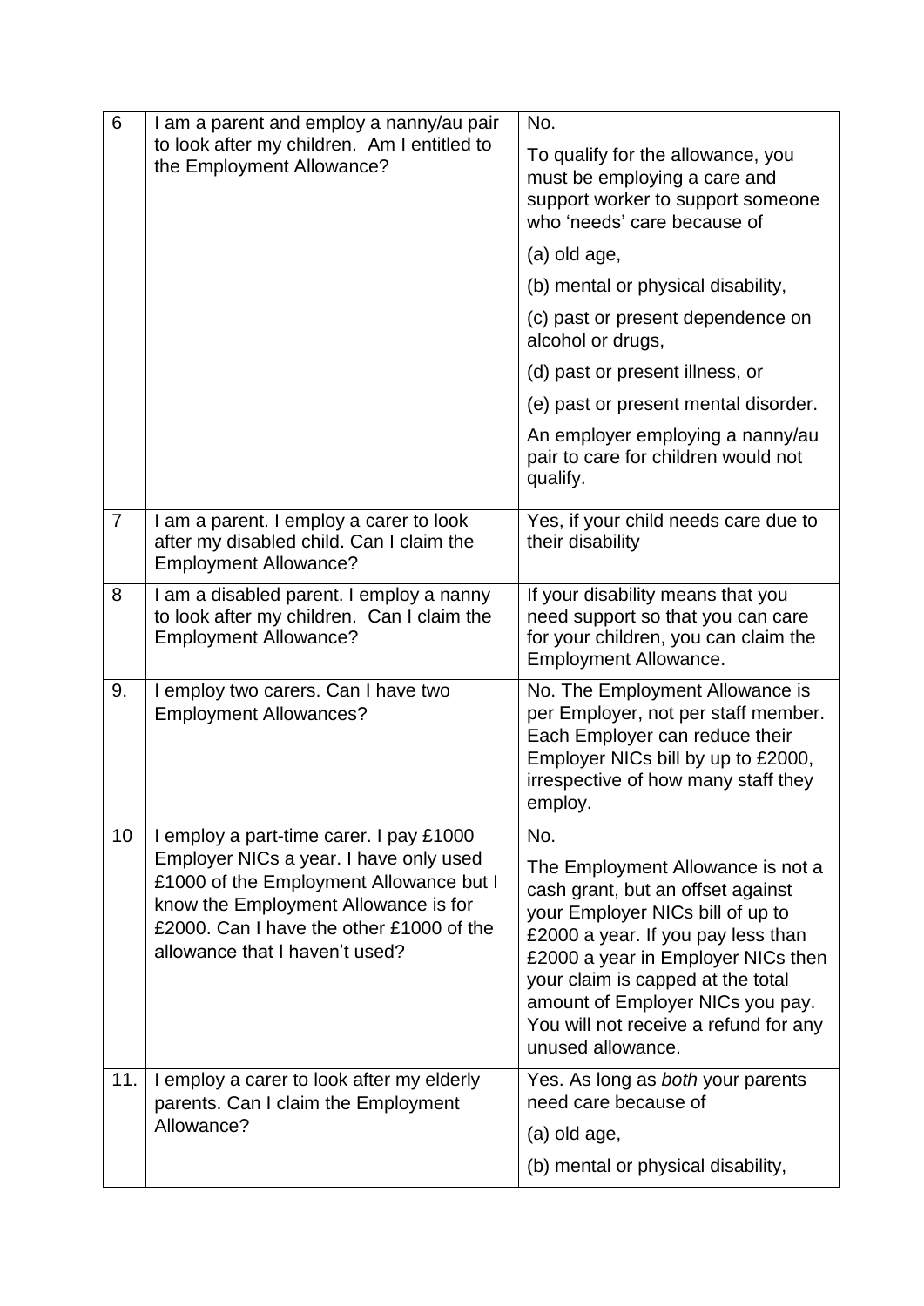| | | |
|---|---|---|
| 6 | I am a parent and employ a nanny/au pair to look after my children. Am I entitled to the Employment Allowance? | No.<br><br>To qualify for the allowance, you must be employing a care and support worker to support someone who 'needs' care because of<br><br>(a) old age,<br><br>(b) mental or physical disability,<br><br>(c) past or present dependence on alcohol or drugs,<br><br>(d) past or present illness, or<br><br>(e) past or present mental disorder.<br><br>An employer employing a nanny/au pair to care for children would not qualify. |
| 7 | I am a parent. I employ a carer to look after my disabled child. Can I claim the Employment Allowance? | Yes, if your child needs care due to their disability |
| 8 | I am a disabled parent. I employ a nanny to look after my children. Can I claim the Employment Allowance? | If your disability means that you need support so that you can care for your children, you can claim the Employment Allowance. |
| 9. | I employ two carers. Can I have two Employment Allowances? | No. The Employment Allowance is per Employer, not per staff member. Each Employer can reduce their Employer NICs bill by up to £2000, irrespective of how many staff they employ. |
| 10 | I employ a part-time carer. I pay £1000 Employer NICs a year. I have only used £1000 of the Employment Allowance but I know the Employment Allowance is for £2000. Can I have the other £1000 of the allowance that I haven't used? | No.<br><br>The Employment Allowance is not a cash grant, but an offset against your Employer NICs bill of up to £2000 a year. If you pay less than £2000 a year in Employer NICs then your claim is capped at the total amount of Employer NICs you pay. You will not receive a refund for any unused allowance. |
| 11. | I employ a carer to look after my elderly parents. Can I claim the Employment Allowance? | Yes. As long as *both* your parents need care because of<br><br>(a) old age,<br><br>(b) mental or physical disability, |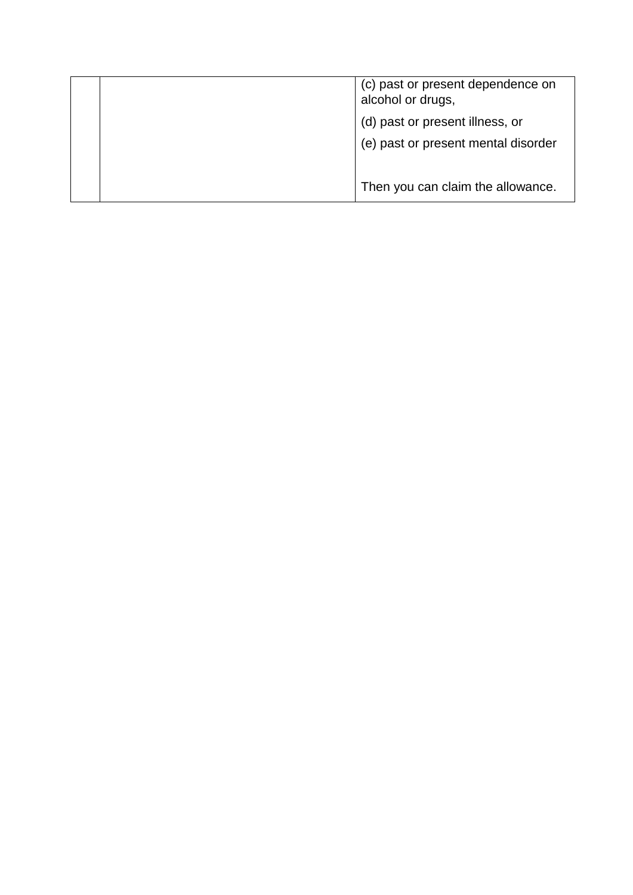| | | |
|---|---|---|
| | | (c) past or present dependence on alcohol or drugs,<br><br>(d) past or present illness, or<br><br>(e) past or present mental disorder<br><br>Then you can claim the allowance. |